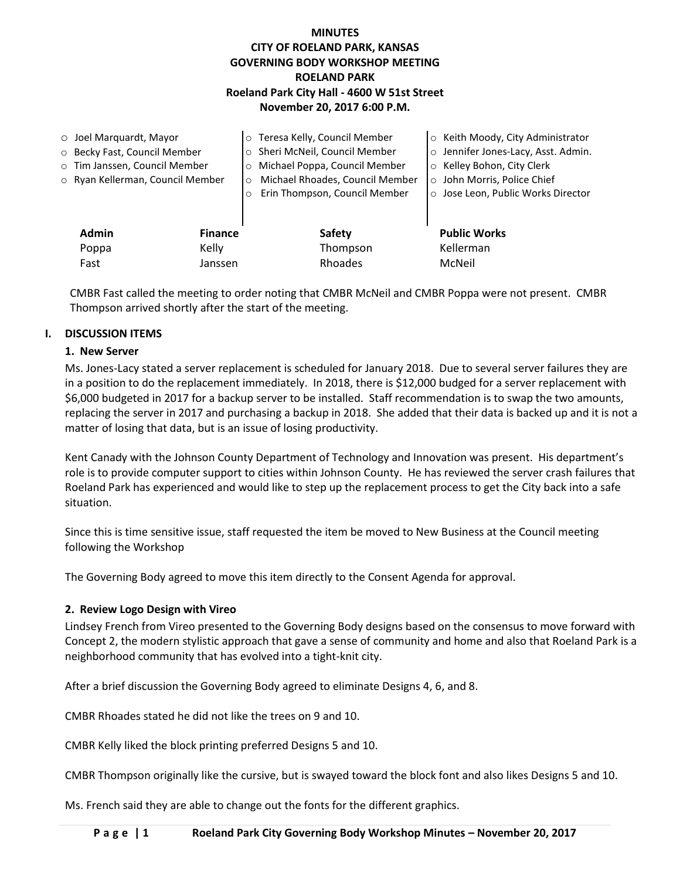**MINUTES**
**CITY OF ROELAND PARK, KANSAS**
**GOVERNING BODY WORKSHOP MEETING**
**ROELAND PARK**
**Roeland Park City Hall - 4600 W 51st Street**
**November 20, 2017 6:00 P.M.**

- Joel Marquardt, Mayor
- Becky Fast, Council Member
- Tim Janssen, Council Member
- Ryan Kellerman, Council Member
- Teresa Kelly, Council Member
- Sheri McNeil, Council Member
- Michael Poppa, Council Member
- Michael Rhoades, Council Member
- Erin Thompson, Council Member
- Keith Moody, City Administrator
- Jennifer Jones-Lacy, Asst. Admin.
- Kelley Bohon, City Clerk
- John Morris, Police Chief
- Jose Leon, Public Works Director

| Admin | Finance | Safety | Public Works |
|---|---|---|---|
| Poppa | Kelly | Thompson | Kellerman |
| Fast | Janssen | Rhoades | McNeil |

CMBR Fast called the meeting to order noting that CMBR McNeil and CMBR Poppa were not present. CMBR Thompson arrived shortly after the start of the meeting.

## I. DISCUSSION ITEMS

### 1. New Server

Ms. Jones-Lacy stated a server replacement is scheduled for January 2018. Due to several server failures they are in a position to do the replacement immediately. In 2018, there is $12,000 budged for a server replacement with $6,000 budgeted in 2017 for a backup server to be installed. Staff recommendation is to swap the two amounts, replacing the server in 2017 and purchasing a backup in 2018. She added that their data is backed up and it is not a matter of losing that data, but is an issue of losing productivity.

Kent Canady with the Johnson County Department of Technology and Innovation was present. His department's role is to provide computer support to cities within Johnson County. He has reviewed the server crash failures that Roeland Park has experienced and would like to step up the replacement process to get the City back into a safe situation.

Since this is time sensitive issue, staff requested the item be moved to New Business at the Council meeting following the Workshop

The Governing Body agreed to move this item directly to the Consent Agenda for approval.

### 2. Review Logo Design with Vireo

Lindsey French from Vireo presented to the Governing Body designs based on the consensus to move forward with Concept 2, the modern stylistic approach that gave a sense of community and home and also that Roeland Park is a neighborhood community that has evolved into a tight-knit city.

After a brief discussion the Governing Body agreed to eliminate Designs 4, 6, and 8.

CMBR Rhoades stated he did not like the trees on 9 and 10.

CMBR Kelly liked the block printing preferred Designs 5 and 10.

CMBR Thompson originally like the cursive, but is swayed toward the block font and also likes Designs 5 and 10.

Ms. French said they are able to change out the fonts for the different graphics.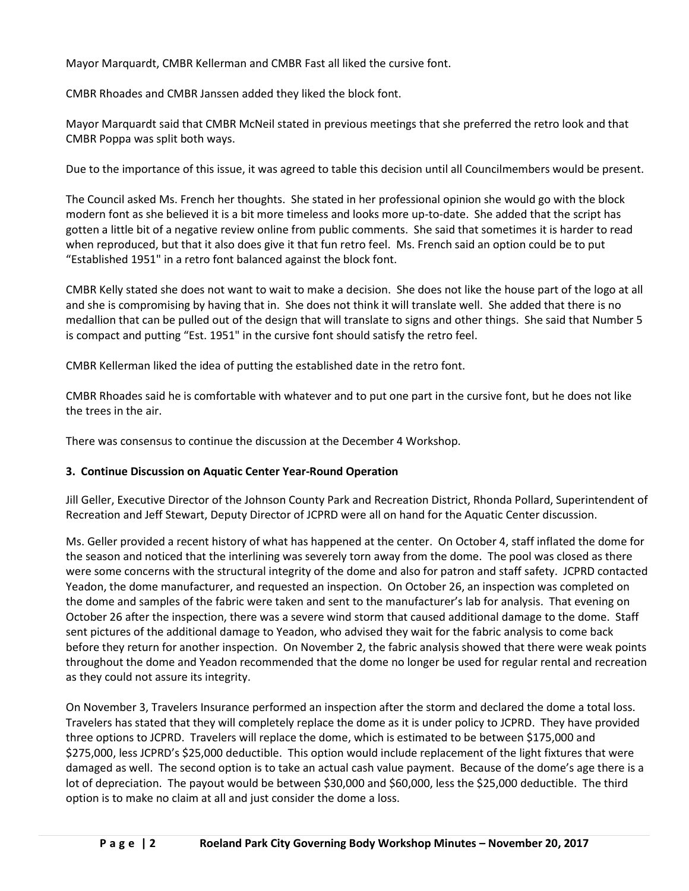Mayor Marquardt, CMBR Kellerman and CMBR Fast all liked the cursive font.

CMBR Rhoades and CMBR Janssen added they liked the block font.

Mayor Marquardt said that CMBR McNeil stated in previous meetings that she preferred the retro look and that CMBR Poppa was split both ways.

Due to the importance of this issue, it was agreed to table this decision until all Councilmembers would be present.

The Council asked Ms. French her thoughts. She stated in her professional opinion she would go with the block modern font as she believed it is a bit more timeless and looks more up-to-date. She added that the script has gotten a little bit of a negative review online from public comments. She said that sometimes it is harder to read when reproduced, but that it also does give it that fun retro feel. Ms. French said an option could be to put "Established 1951" in a retro font balanced against the block font.

CMBR Kelly stated she does not want to wait to make a decision. She does not like the house part of the logo at all and she is compromising by having that in. She does not think it will translate well. She added that there is no medallion that can be pulled out of the design that will translate to signs and other things. She said that Number 5 is compact and putting "Est. 1951" in the cursive font should satisfy the retro feel.

CMBR Kellerman liked the idea of putting the established date in the retro font.

CMBR Rhoades said he is comfortable with whatever and to put one part in the cursive font, but he does not like the trees in the air.

There was consensus to continue the discussion at the December 4 Workshop.

### 3. Continue Discussion on Aquatic Center Year-Round Operation

Jill Geller, Executive Director of the Johnson County Park and Recreation District, Rhonda Pollard, Superintendent of Recreation and Jeff Stewart, Deputy Director of JCPRD were all on hand for the Aquatic Center discussion.

Ms. Geller provided a recent history of what has happened at the center. On October 4, staff inflated the dome for the season and noticed that the interlining was severely torn away from the dome. The pool was closed as there were some concerns with the structural integrity of the dome and also for patron and staff safety. JCPRD contacted Yeadon, the dome manufacturer, and requested an inspection. On October 26, an inspection was completed on the dome and samples of the fabric were taken and sent to the manufacturer's lab for analysis. That evening on October 26 after the inspection, there was a severe wind storm that caused additional damage to the dome. Staff sent pictures of the additional damage to Yeadon, who advised they wait for the fabric analysis to come back before they return for another inspection. On November 2, the fabric analysis showed that there were weak points throughout the dome and Yeadon recommended that the dome no longer be used for regular rental and recreation as they could not assure its integrity.

On November 3, Travelers Insurance performed an inspection after the storm and declared the dome a total loss. Travelers has stated that they will completely replace the dome as it is under policy to JCPRD. They have provided three options to JCPRD. Travelers will replace the dome, which is estimated to be between $175,000 and $275,000, less JCPRD's $25,000 deductible. This option would include replacement of the light fixtures that were damaged as well. The second option is to take an actual cash value payment. Because of the dome's age there is a lot of depreciation. The payout would be between $30,000 and $60,000, less the $25,000 deductible. The third option is to make no claim at all and just consider the dome a loss.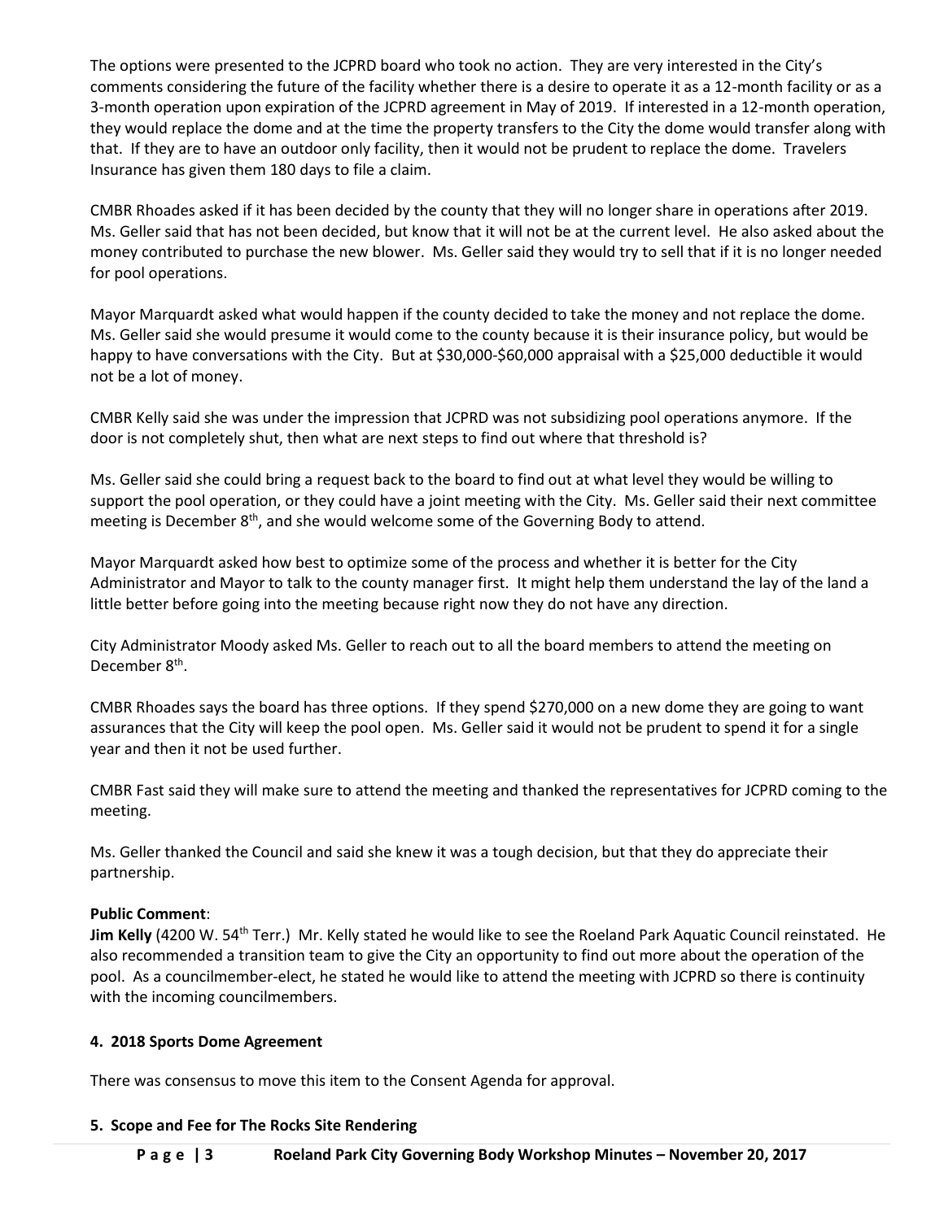The options were presented to the JCPRD board who took no action. They are very interested in the City's comments considering the future of the facility whether there is a desire to operate it as a 12-month facility or as a 3-month operation upon expiration of the JCPRD agreement in May of 2019. If interested in a 12-month operation, they would replace the dome and at the time the property transfers to the City the dome would transfer along with that. If they are to have an outdoor only facility, then it would not be prudent to replace the dome. Travelers Insurance has given them 180 days to file a claim.

CMBR Rhoades asked if it has been decided by the county that they will no longer share in operations after 2019. Ms. Geller said that has not been decided, but know that it will not be at the current level. He also asked about the money contributed to purchase the new blower. Ms. Geller said they would try to sell that if it is no longer needed for pool operations.

Mayor Marquardt asked what would happen if the county decided to take the money and not replace the dome. Ms. Geller said she would presume it would come to the county because it is their insurance policy, but would be happy to have conversations with the City. But at $30,000-$60,000 appraisal with a $25,000 deductible it would not be a lot of money.

CMBR Kelly said she was under the impression that JCPRD was not subsidizing pool operations anymore. If the door is not completely shut, then what are next steps to find out where that threshold is?

Ms. Geller said she could bring a request back to the board to find out at what level they would be willing to support the pool operation, or they could have a joint meeting with the City. Ms. Geller said their next committee meeting is December 8th, and she would welcome some of the Governing Body to attend.

Mayor Marquardt asked how best to optimize some of the process and whether it is better for the City Administrator and Mayor to talk to the county manager first. It might help them understand the lay of the land a little better before going into the meeting because right now they do not have any direction.

City Administrator Moody asked Ms. Geller to reach out to all the board members to attend the meeting on December 8th.

CMBR Rhoades says the board has three options. If they spend $270,000 on a new dome they are going to want assurances that the City will keep the pool open. Ms. Geller said it would not be prudent to spend it for a single year and then it not be used further.

CMBR Fast said they will make sure to attend the meeting and thanked the representatives for JCPRD coming to the meeting.

Ms. Geller thanked the Council and said she knew it was a tough decision, but that they do appreciate their partnership.

**Public Comment**:

**Jim Kelly** (4200 W. 54th Terr.) Mr. Kelly stated he would like to see the Roeland Park Aquatic Council reinstated. He also recommended a transition team to give the City an opportunity to find out more about the operation of the pool. As a councilmember-elect, he stated he would like to attend the meeting with JCPRD so there is continuity with the incoming councilmembers.

**4. 2018 Sports Dome Agreement**

There was consensus to move this item to the Consent Agenda for approval.

**5. Scope and Fee for The Rocks Site Rendering**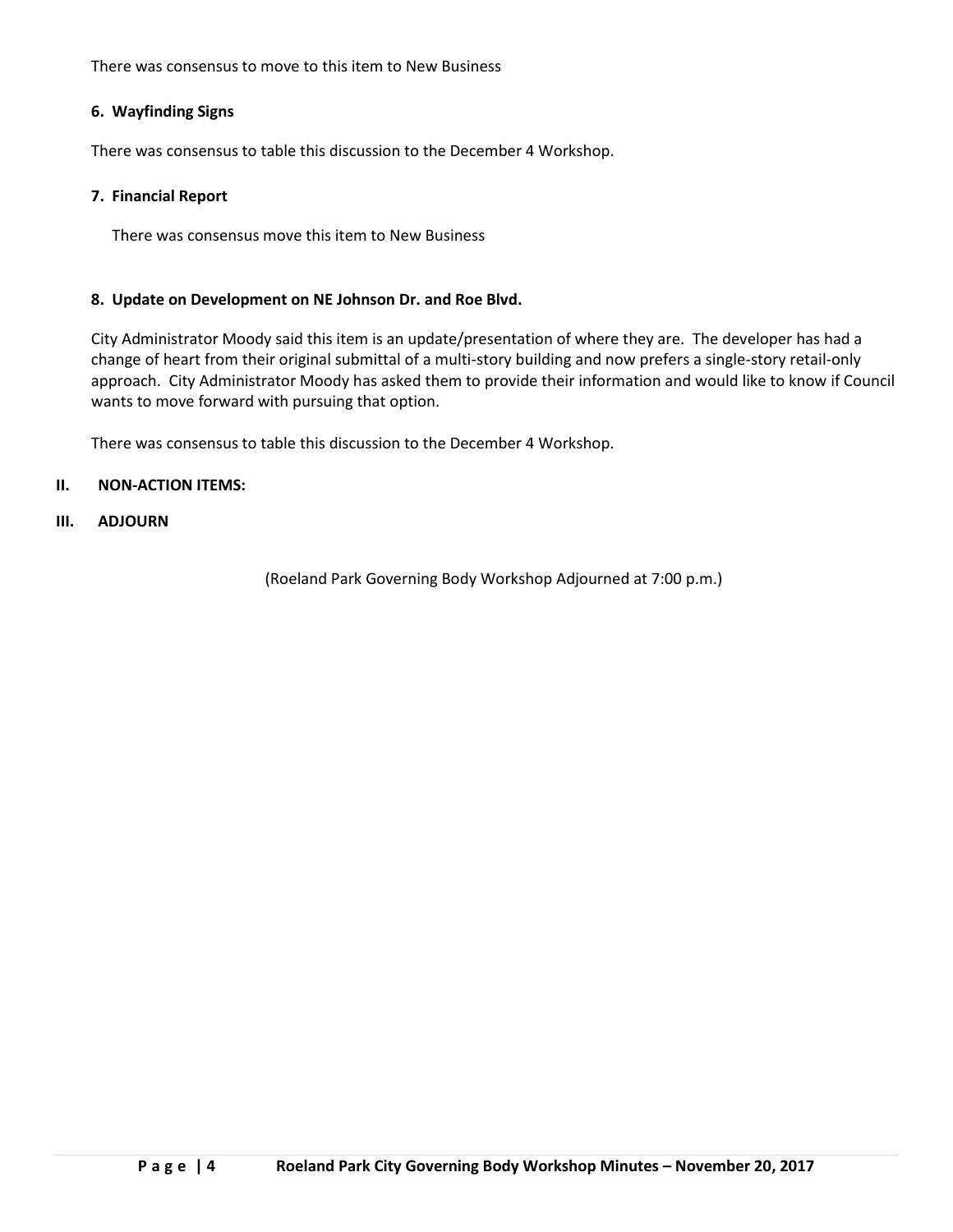There was consensus to move to this item to New Business

**6. Wayfinding Signs**

There was consensus to table this discussion to the December 4 Workshop.

**7. Financial Report**

There was consensus move this item to New Business

**8. Update on Development on NE Johnson Dr. and Roe Blvd.**

City Administrator Moody said this item is an update/presentation of where they are. The developer has had a change of heart from their original submittal of a multi-story building and now prefers a single-story retail-only approach. City Administrator Moody has asked them to provide their information and would like to know if Council wants to move forward with pursuing that option.

There was consensus to table this discussion to the December 4 Workshop.

**II. NON-ACTION ITEMS:**

**III. ADJOURN**

(Roeland Park Governing Body Workshop Adjourned at 7:00 p.m.)